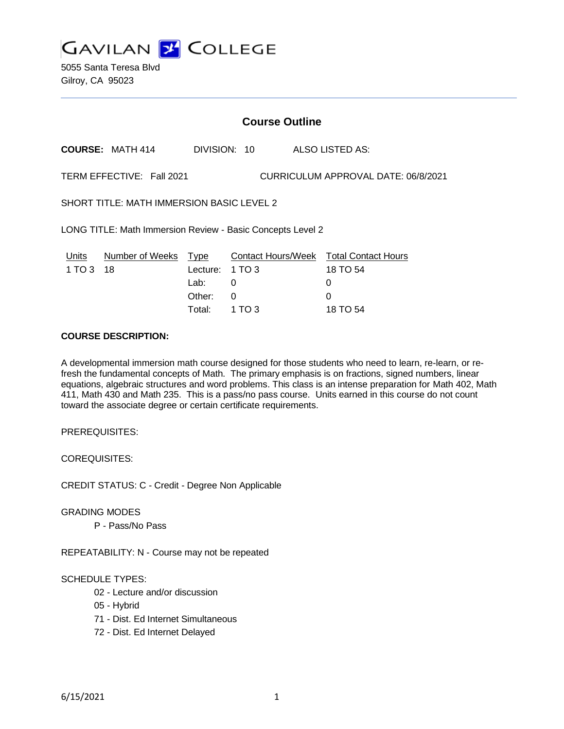# GAVILAN COLLEGE

5055 Santa Teresa Blvd
Gilroy, CA 95023

## Course Outline

**COURSE:** MATH 414 DIVISION: 10 ALSO LISTED AS:

TERM EFFECTIVE: Fall 2021 CURRICULUM APPROVAL DATE: 06/8/2021

SHORT TITLE: MATH IMMERSION BASIC LEVEL 2

LONG TITLE: Math Immersion Review - Basic Concepts Level 2

| Units | Number of Weeks | Type | Contact Hours/Week | Total Contact Hours |
|---|---|---|---|---|
| 1 TO 3 | 18 | Lecture: | 1 TO 3 | 18 TO 54 |
| | | Lab: | 0 | 0 |
| | | Other: | 0 | 0 |
| | | Total: | 1 TO 3 | 18 TO 54 |

**COURSE DESCRIPTION:**

A developmental immersion math course designed for those students who need to learn, re-learn, or re-fresh the fundamental concepts of Math. The primary emphasis is on fractions, signed numbers, linear equations, algebraic structures and word problems. This class is an intense preparation for Math 402, Math 411, Math 430 and Math 235. This is a pass/no pass course. Units earned in this course do not count toward the associate degree or certain certificate requirements.

PREREQUISITES:

COREQUISITES:

CREDIT STATUS: C - Credit - Degree Non Applicable

GRADING MODES

P - Pass/No Pass

REPEATABILITY: N - Course may not be repeated

SCHEDULE TYPES:

- 02 - Lecture and/or discussion
- 05 - Hybrid
- 71 - Dist. Ed Internet Simultaneous
- 72 - Dist. Ed Internet Delayed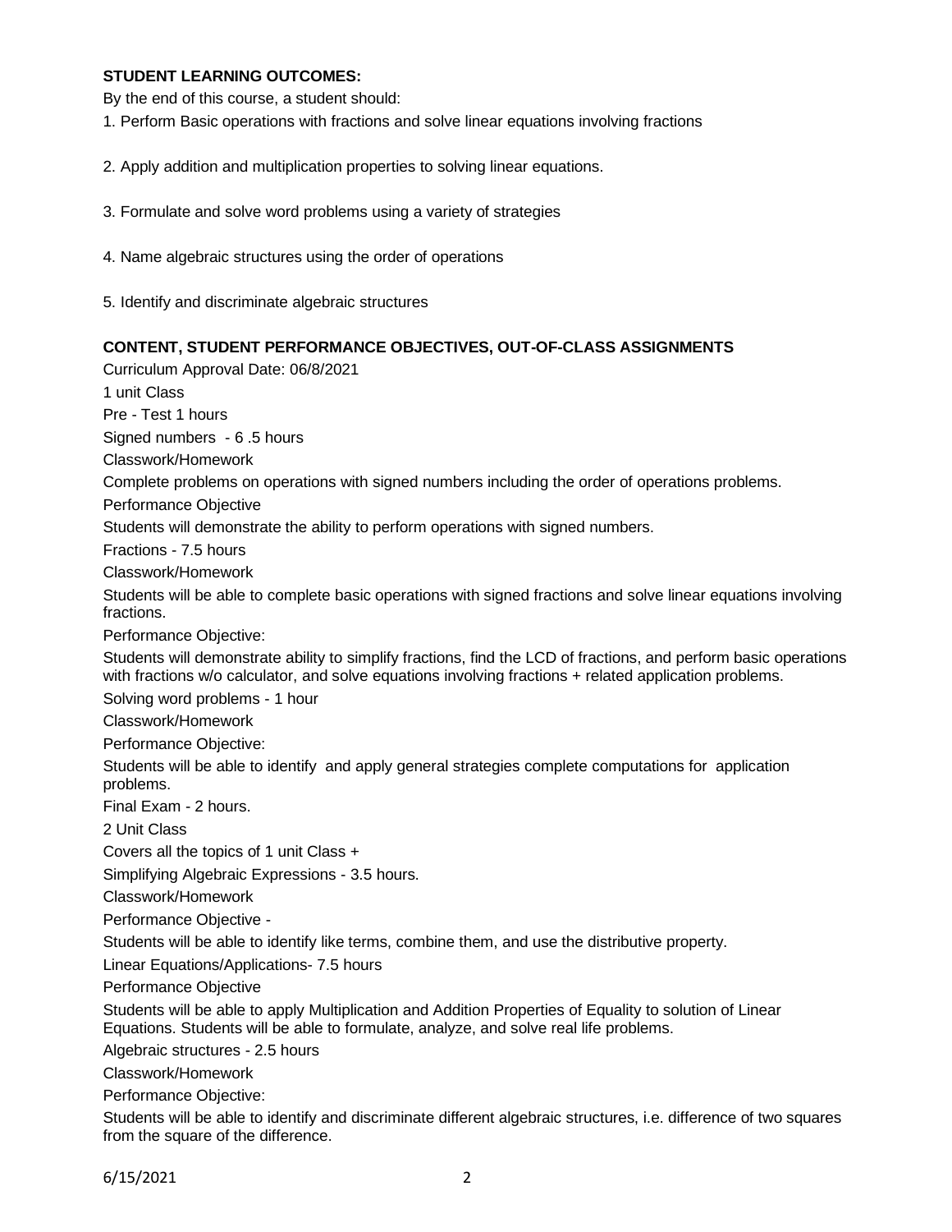**STUDENT LEARNING OUTCOMES:**

By the end of this course, a student should:

1. Perform Basic operations with fractions and solve linear equations involving fractions

2. Apply addition and multiplication properties to solving linear equations.

3. Formulate and solve word problems using a variety of strategies

4. Name algebraic structures using the order of operations

5. Identify and discriminate algebraic structures

**CONTENT, STUDENT PERFORMANCE OBJECTIVES, OUT-OF-CLASS ASSIGNMENTS**

Curriculum Approval Date: 06/8/2021

1 unit Class

Pre - Test 1 hours

Signed numbers - 6 .5 hours

Classwork/Homework

Complete problems on operations with signed numbers including the order of operations problems.

Performance Objective

Students will demonstrate the ability to perform operations with signed numbers.

Fractions - 7.5 hours

Classwork/Homework

Students will be able to complete basic operations with signed fractions and solve linear equations involving fractions.

Performance Objective:

Students will demonstrate ability to simplify fractions, find the LCD of fractions, and perform basic operations with fractions w/o calculator, and solve equations involving fractions + related application problems.

Solving word problems - 1 hour

Classwork/Homework

Performance Objective:

Students will be able to identify and apply general strategies complete computations for application problems.

Final Exam - 2 hours.

2 Unit Class

Covers all the topics of 1 unit Class +

Simplifying Algebraic Expressions - 3.5 hours.

Classwork/Homework

Performance Objective -

Students will be able to identify like terms, combine them, and use the distributive property.

Linear Equations/Applications- 7.5 hours

Performance Objective

Students will be able to apply Multiplication and Addition Properties of Equality to solution of Linear Equations. Students will be able to formulate, analyze, and solve real life problems.

Algebraic structures - 2.5 hours

Classwork/Homework

Performance Objective:

Students will be able to identify and discriminate different algebraic structures, i.e. difference of two squares from the square of the difference.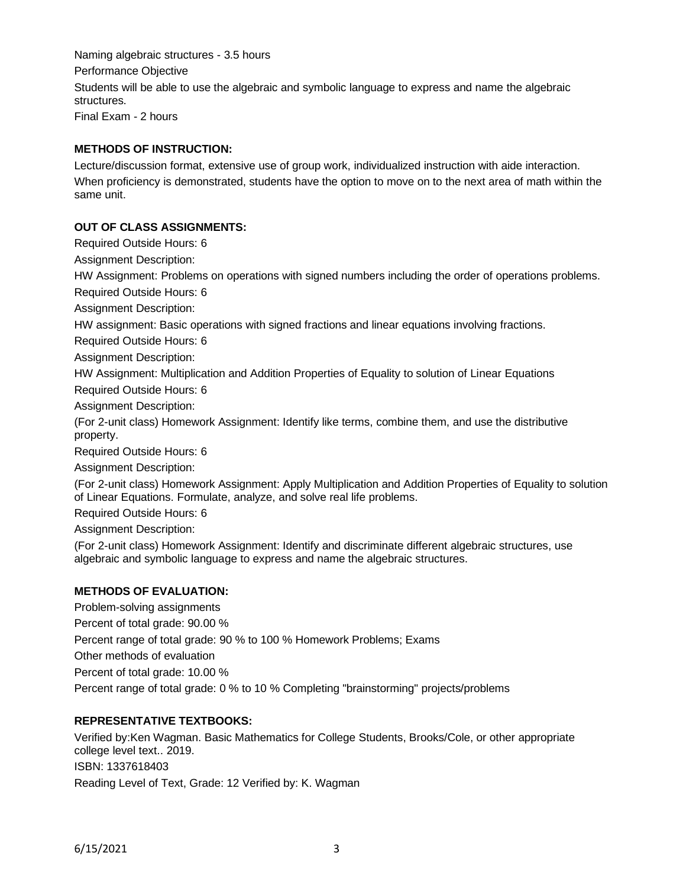Naming algebraic structures - 3.5 hours

Performance Objective

Students will be able to use the algebraic and symbolic language to express and name the algebraic structures.

Final Exam - 2 hours

**METHODS OF INSTRUCTION:**

Lecture/discussion format, extensive use of group work, individualized instruction with aide interaction. When proficiency is demonstrated, students have the option to move on to the next area of math within the same unit.

**OUT OF CLASS ASSIGNMENTS:**

Required Outside Hours: 6

Assignment Description:

HW Assignment: Problems on operations with signed numbers including the order of operations problems.

Required Outside Hours: 6

Assignment Description:

HW assignment: Basic operations with signed fractions and linear equations involving fractions.

Required Outside Hours: 6

Assignment Description:

HW Assignment: Multiplication and Addition Properties of Equality to solution of Linear Equations

Required Outside Hours: 6

Assignment Description:

(For 2-unit class) Homework Assignment: Identify like terms, combine them, and use the distributive property.

Required Outside Hours: 6

Assignment Description:

(For 2-unit class) Homework Assignment: Apply Multiplication and Addition Properties of Equality to solution of Linear Equations. Formulate, analyze, and solve real life problems.

Required Outside Hours: 6

Assignment Description:

(For 2-unit class) Homework Assignment: Identify and discriminate different algebraic structures, use algebraic and symbolic language to express and name the algebraic structures.

**METHODS OF EVALUATION:**

Problem-solving assignments

Percent of total grade: 90.00 %

Percent range of total grade: 90 % to 100 % Homework Problems; Exams

Other methods of evaluation

Percent of total grade: 10.00 %

Percent range of total grade: 0 % to 10 % Completing "brainstorming" projects/problems

**REPRESENTATIVE TEXTBOOKS:**

Verified by:Ken Wagman. Basic Mathematics for College Students, Brooks/Cole, or other appropriate college level text.. 2019.

ISBN: 1337618403

Reading Level of Text, Grade: 12 Verified by: K. Wagman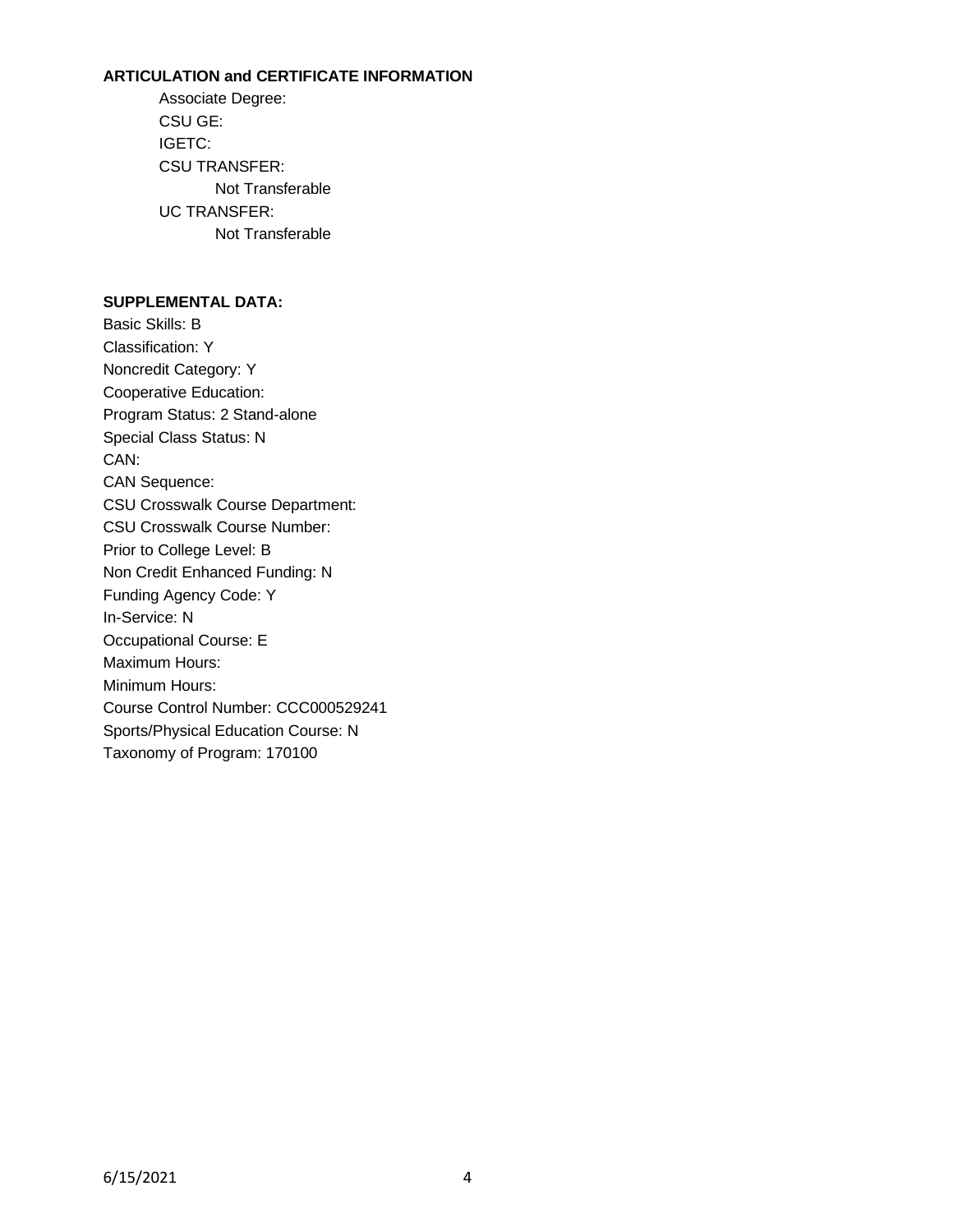**ARTICULATION and CERTIFICATE INFORMATION**

Associate Degree:
CSU GE:
IGETC:
CSU TRANSFER:
Not Transferable
UC TRANSFER:
Not Transferable

**SUPPLEMENTAL DATA:**

Basic Skills: B
Classification: Y
Noncredit Category: Y
Cooperative Education:
Program Status: 2 Stand-alone
Special Class Status: N
CAN:
CAN Sequence:
CSU Crosswalk Course Department:
CSU Crosswalk Course Number:
Prior to College Level: B
Non Credit Enhanced Funding: N
Funding Agency Code: Y
In-Service: N
Occupational Course: E
Maximum Hours:
Minimum Hours:
Course Control Number: CCC000529241
Sports/Physical Education Course: N
Taxonomy of Program: 170100